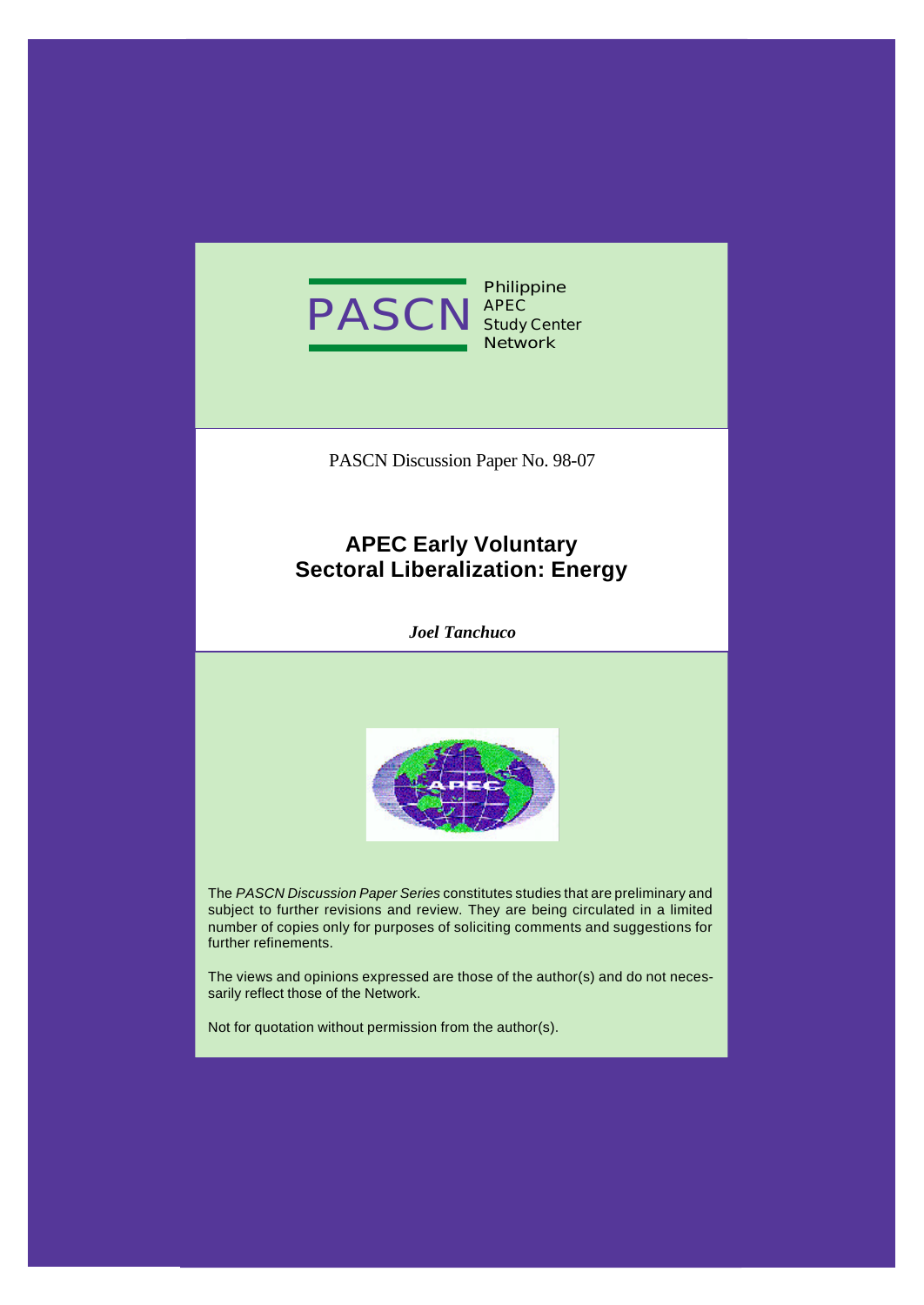PASCN Philippine APEC Study Center Network

PASCN Discussion Paper No. 98-07

# APEC Early Voluntary Sectoral Liberalization: Energy

***Joel Tanchuco***

The *PASCN Discussion Paper Series* constitutes studies that are preliminary and subject to further revisions and review. They are being circulated in a limited number of copies only for purposes of soliciting comments and suggestions for further refinements.

The views and opinions expressed are those of the author(s) and do not necessarily reflect those of the Network.

Not for quotation without permission from the author(s).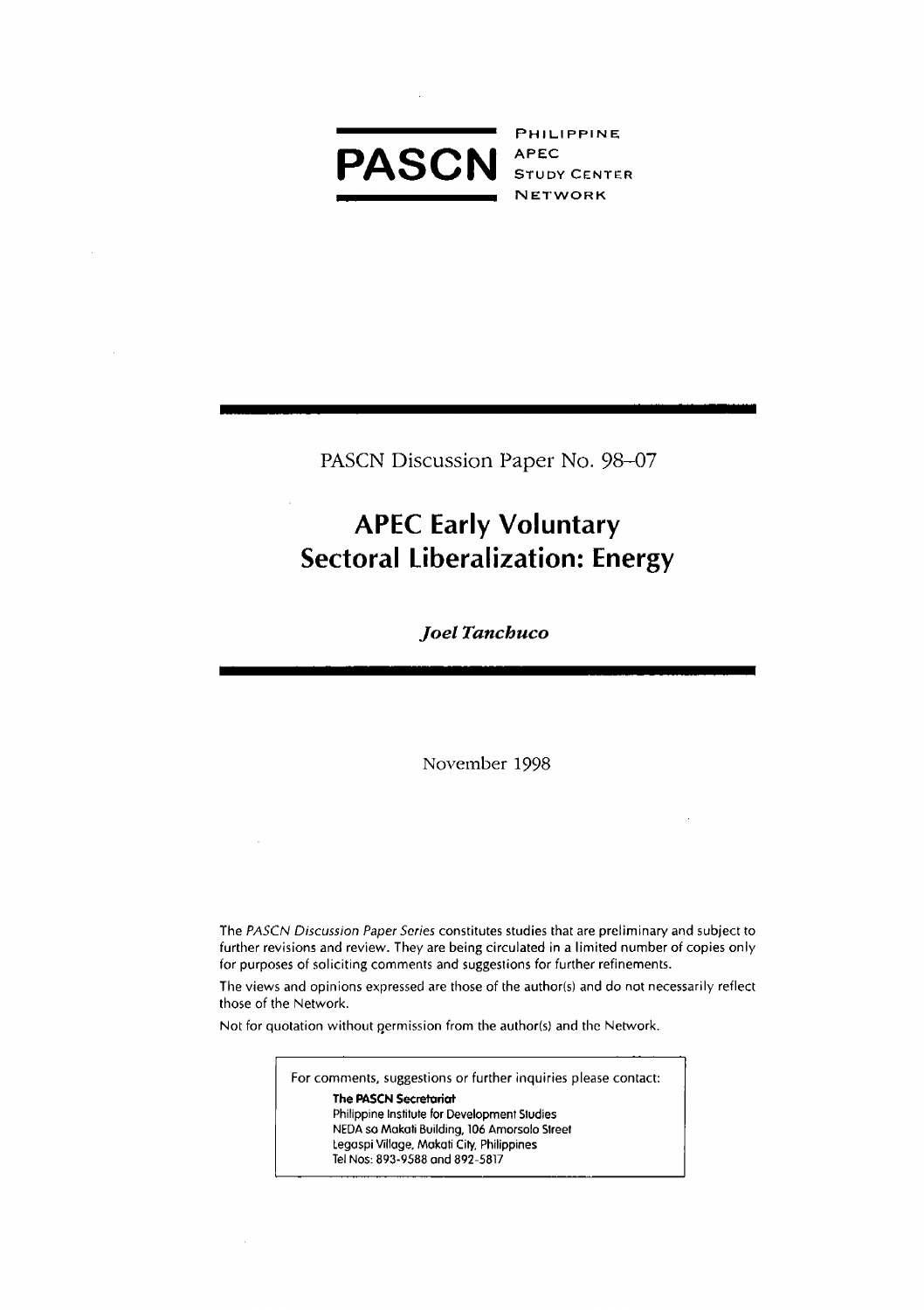**PASCN** PHILIPPINE APEC STUDY CENTER NETWORK

PASCN Discussion Paper No. 98–07

# APEC Early Voluntary Sectoral Liberalization: Energy

*Joel Tanchuco*

November 1998

The *PASCN Discussion Paper Series* constitutes studies that are preliminary and subject to further revisions and review. They are being circulated in a limited number of copies only for purposes of soliciting comments and suggestions for further refinements.

The views and opinions expressed are those of the author(s) and do not necessarily reflect those of the Network.

Not for quotation without permission from the author(s) and the Network.

For comments, suggestions or further inquiries please contact:

**The PASCN Secretariat**
Philippine Institute for Development Studies
NEDA sa Makati Building, 106 Amorsolo Street
Legaspi Village, Makati City, Philippines
Tel Nos: 893-9588 and 892-5817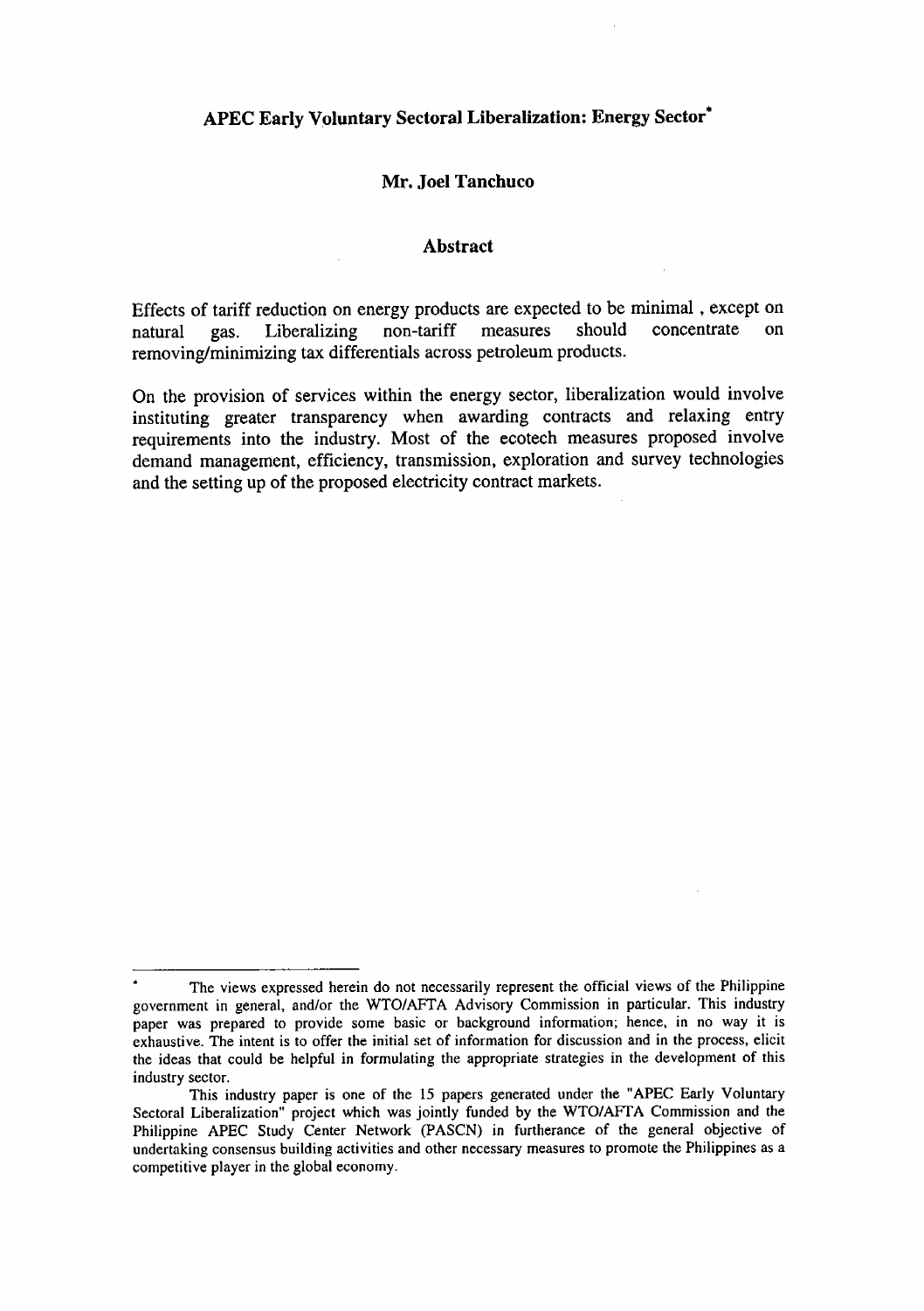# APEC Early Voluntary Sectoral Liberalization: Energy Sector*

**Mr. Joel Tanchuco**

## Abstract

Effects of tariff reduction on energy products are expected to be minimal , except on natural gas. Liberalizing non-tariff measures should concentrate on removing/minimizing tax differentials across petroleum products.

On the provision of services within the energy sector, liberalization would involve instituting greater transparency when awarding contracts and relaxing entry requirements into the industry. Most of the ecotech measures proposed involve demand management, efficiency, transmission, exploration and survey technologies and the setting up of the proposed electricity contract markets.

---

\* The views expressed herein do not necessarily represent the official views of the Philippine government in general, and/or the WTO/AFTA Advisory Commission in particular. This industry paper was prepared to provide some basic or background information; hence, in no way it is exhaustive. The intent is to offer the initial set of information for discussion and in the process, elicit the ideas that could be helpful in formulating the appropriate strategies in the development of this industry sector.

This industry paper is one of the 15 papers generated under the "APEC Early Voluntary Sectoral Liberalization" project which was jointly funded by the WTO/AFTA Commission and the Philippine APEC Study Center Network (PASCN) in furtherance of the general objective of undertaking consensus building activities and other necessary measures to promote the Philippines as a competitive player in the global economy.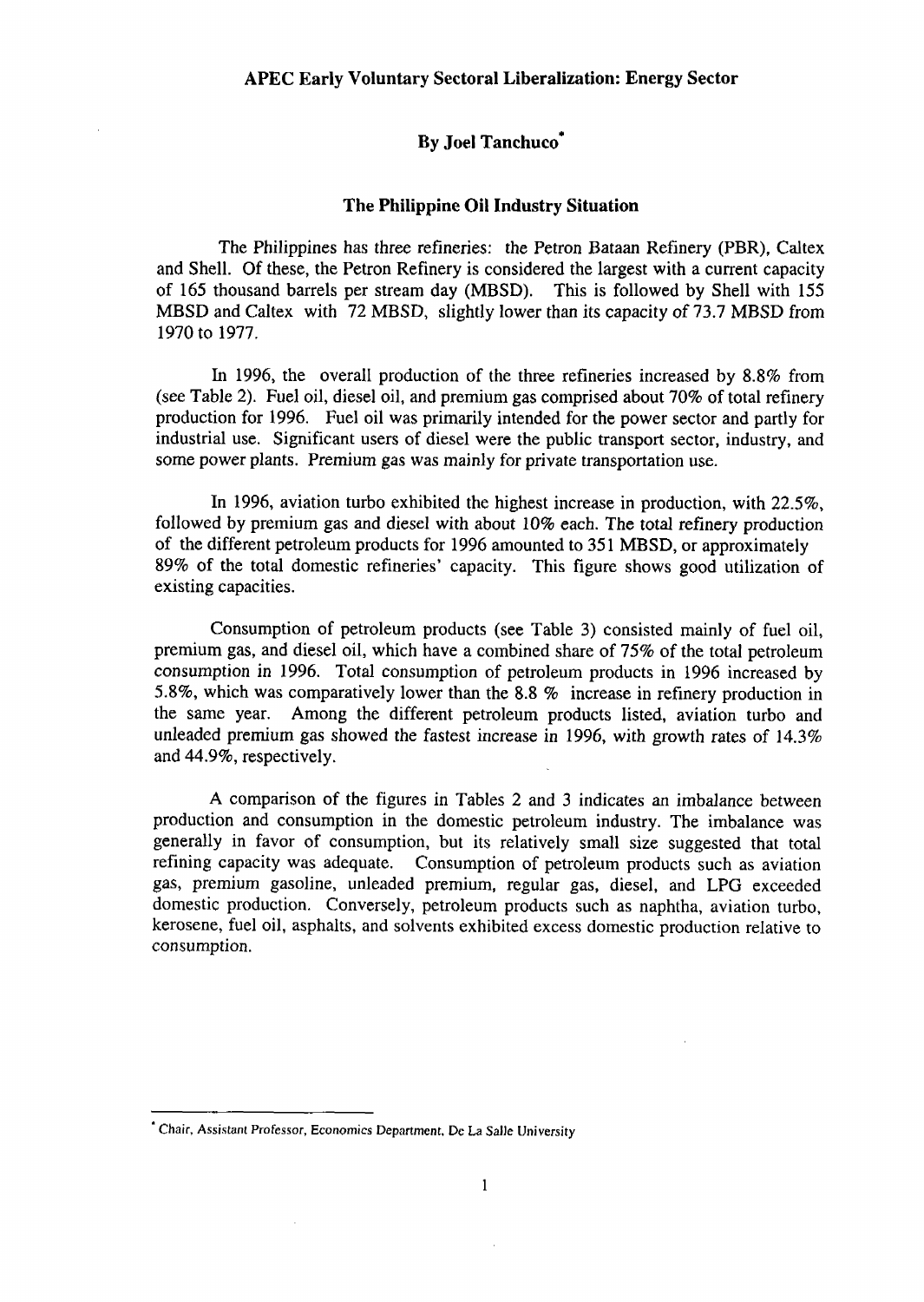## APEC Early Voluntary Sectoral Liberalization: Energy Sector

### By Joel Tanchuco*

### The Philippine Oil Industry Situation

The Philippines has three refineries: the Petron Bataan Refinery (PBR), Caltex and Shell. Of these, the Petron Refinery is considered the largest with a current capacity of 165 thousand barrels per stream day (MBSD). This is followed by Shell with 155 MBSD and Caltex with 72 MBSD, slightly lower than its capacity of 73.7 MBSD from 1970 to 1977.

In 1996, the overall production of the three refineries increased by 8.8% from (see Table 2). Fuel oil, diesel oil, and premium gas comprised about 70% of total refinery production for 1996. Fuel oil was primarily intended for the power sector and partly for industrial use. Significant users of diesel were the public transport sector, industry, and some power plants. Premium gas was mainly for private transportation use.

In 1996, aviation turbo exhibited the highest increase in production, with 22.5%, followed by premium gas and diesel with about 10% each. The total refinery production of the different petroleum products for 1996 amounted to 351 MBSD, or approximately 89% of the total domestic refineries' capacity. This figure shows good utilization of existing capacities.

Consumption of petroleum products (see Table 3) consisted mainly of fuel oil, premium gas, and diesel oil, which have a combined share of 75% of the total petroleum consumption in 1996. Total consumption of petroleum products in 1996 increased by 5.8%, which was comparatively lower than the 8.8 % increase in refinery production in the same year. Among the different petroleum products listed, aviation turbo and unleaded premium gas showed the fastest increase in 1996, with growth rates of 14.3% and 44.9%, respectively.

A comparison of the figures in Tables 2 and 3 indicates an imbalance between production and consumption in the domestic petroleum industry. The imbalance was generally in favor of consumption, but its relatively small size suggested that total refining capacity was adequate. Consumption of petroleum products such as aviation gas, premium gasoline, unleaded premium, regular gas, diesel, and LPG exceeded domestic production. Conversely, petroleum products such as naphtha, aviation turbo, kerosene, fuel oil, asphalts, and solvents exhibited excess domestic production relative to consumption.

---

* Chair, Assistant Professor, Economics Department, De La Salle University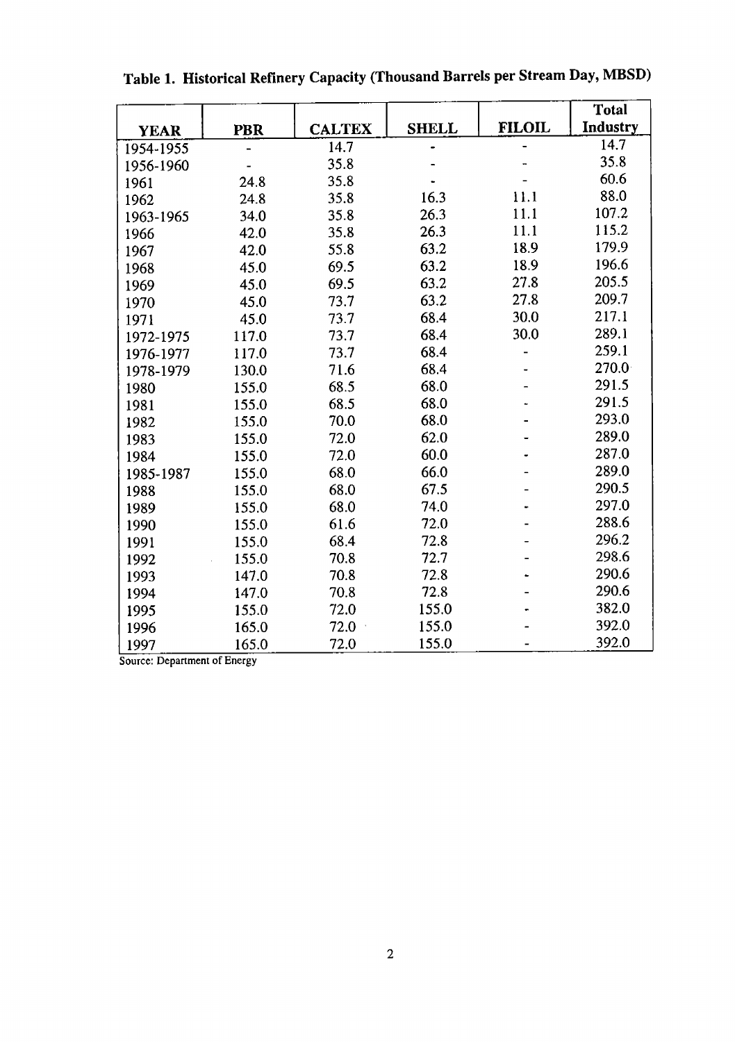**Table 1. Historical Refinery Capacity (Thousand Barrels per Stream Day, MBSD)**

| YEAR | PBR | CALTEX | SHELL | FILOIL | Total Industry |
|---|---|---|---|---|---|
| 1954-1955 | - | 14.7 | - | - | 14.7 |
| 1956-1960 | - | 35.8 | - | - | 35.8 |
| 1961 | 24.8 | 35.8 | - | - | 60.6 |
| 1962 | 24.8 | 35.8 | 16.3 | 11.1 | 88.0 |
| 1963-1965 | 34.0 | 35.8 | 26.3 | 11.1 | 107.2 |
| 1966 | 42.0 | 35.8 | 26.3 | 11.1 | 115.2 |
| 1967 | 42.0 | 55.8 | 63.2 | 18.9 | 179.9 |
| 1968 | 45.0 | 69.5 | 63.2 | 18.9 | 196.6 |
| 1969 | 45.0 | 69.5 | 63.2 | 27.8 | 205.5 |
| 1970 | 45.0 | 73.7 | 63.2 | 27.8 | 209.7 |
| 1971 | 45.0 | 73.7 | 68.4 | 30.0 | 217.1 |
| 1972-1975 | 117.0 | 73.7 | 68.4 | 30.0 | 289.1 |
| 1976-1977 | 117.0 | 73.7 | 68.4 | - | 259.1 |
| 1978-1979 | 130.0 | 71.6 | 68.4 | - | 270.0 |
| 1980 | 155.0 | 68.5 | 68.0 | - | 291.5 |
| 1981 | 155.0 | 68.5 | 68.0 | - | 291.5 |
| 1982 | 155.0 | 70.0 | 68.0 | - | 293.0 |
| 1983 | 155.0 | 72.0 | 62.0 | - | 289.0 |
| 1984 | 155.0 | 72.0 | 60.0 | - | 287.0 |
| 1985-1987 | 155.0 | 68.0 | 66.0 | - | 289.0 |
| 1988 | 155.0 | 68.0 | 67.5 | - | 290.5 |
| 1989 | 155.0 | 68.0 | 74.0 | - | 297.0 |
| 1990 | 155.0 | 61.6 | 72.0 | - | 288.6 |
| 1991 | 155.0 | 68.4 | 72.8 | - | 296.2 |
| 1992 | 155.0 | 70.8 | 72.7 | - | 298.6 |
| 1993 | 147.0 | 70.8 | 72.8 | - | 290.6 |
| 1994 | 147.0 | 70.8 | 72.8 | - | 290.6 |
| 1995 | 155.0 | 72.0 | 155.0 | - | 382.0 |
| 1996 | 165.0 | 72.0 | 155.0 | - | 392.0 |
| 1997 | 165.0 | 72.0 | 155.0 | - | 392.0 |

Source: Department of Energy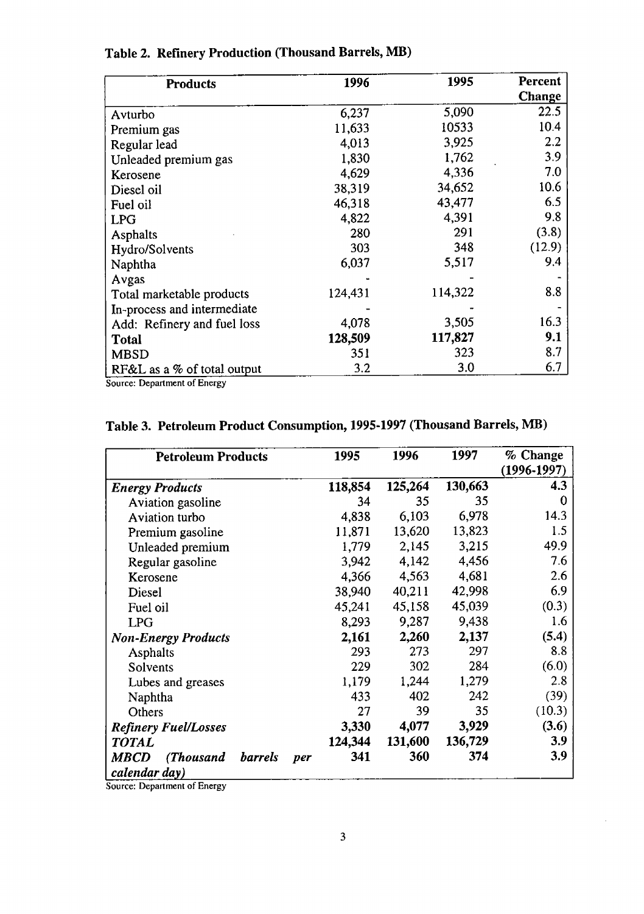**Table 2. Refinery Production (Thousand Barrels, MB)**

| Products | 1996 | 1995 | Percent Change |
|---|---|---|---|
| Avturbo | 6,237 | 5,090 | 22.5 |
| Premium gas | 11,633 | 10533 | 10.4 |
| Regular lead | 4,013 | 3,925 | 2.2 |
| Unleaded premium gas | 1,830 | 1,762 | 3.9 |
| Kerosene | 4,629 | 4,336 | 7.0 |
| Diesel oil | 38,319 | 34,652 | 10.6 |
| Fuel oil | 46,318 | 43,477 | 6.5 |
| LPG | 4,822 | 4,391 | 9.8 |
| Asphalts | 280 | 291 | (3.8) |
| Hydro/Solvents | 303 | 348 | (12.9) |
| Naphtha | 6,037 | 5,517 | 9.4 |
| Avgas | - | - | - |
| Total marketable products | 124,431 | 114,322 | 8.8 |
| In-process and intermediate | - | - | - |
| Add: Refinery and fuel loss | 4,078 | 3,505 | 16.3 |
| **Total** | **128,509** | **117,827** | **9.1** |
| MBSD | 351 | 323 | 8.7 |
| RF&L as a % of total output | 3.2 | 3.0 | 6.7 |

Source: Department of Energy

**Table 3. Petroleum Product Consumption, 1995-1997 (Thousand Barrels, MB)**

| Petroleum Products | 1995 | 1996 | 1997 | % Change (1996-1997) |
|---|---|---|---|---|
| ***Energy Products*** | **118,854** | **125,264** | **130,663** | **4.3** |
| Aviation gasoline | 34 | 35 | 35 | 0 |
| Aviation turbo | 4,838 | 6,103 | 6,978 | 14.3 |
| Premium gasoline | 11,871 | 13,620 | 13,823 | 1.5 |
| Unleaded premium | 1,779 | 2,145 | 3,215 | 49.9 |
| Regular gasoline | 3,942 | 4,142 | 4,456 | 7.6 |
| Kerosene | 4,366 | 4,563 | 4,681 | 2.6 |
| Diesel | 38,940 | 40,211 | 42,998 | 6.9 |
| Fuel oil | 45,241 | 45,158 | 45,039 | (0.3) |
| LPG | 8,293 | 9,287 | 9,438 | 1.6 |
| ***Non-Energy Products*** | **2,161** | **2,260** | **2,137** | **(5.4)** |
| Asphalts | 293 | 273 | 297 | 8.8 |
| Solvents | 229 | 302 | 284 | (6.0) |
| Lubes and greases | 1,179 | 1,244 | 1,279 | 2.8 |
| Naphtha | 433 | 402 | 242 | (39) |
| Others | 27 | 39 | 35 | (10.3) |
| ***Refinery Fuel/Losses*** | **3,330** | **4,077** | **3,929** | **(3.6)** |
| ***TOTAL*** | **124,344** | **131,600** | **136,729** | **3.9** |
| ***MBCD (Thousand barrels per calendar day)*** | **341** | **360** | **374** | **3.9** |

Source: Department of Energy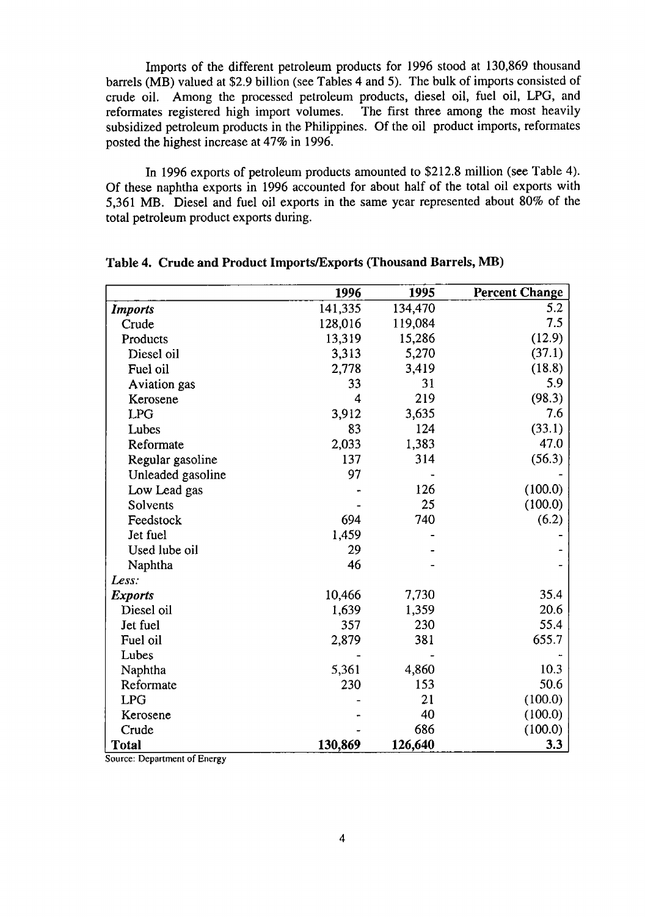Imports of the different petroleum products for 1996 stood at 130,869 thousand barrels (MB) valued at $2.9 billion (see Tables 4 and 5). The bulk of imports consisted of crude oil. Among the processed petroleum products, diesel oil, fuel oil, LPG, and reformates registered high import volumes. The first three among the most heavily subsidized petroleum products in the Philippines. Of the oil product imports, reformates posted the highest increase at 47% in 1996.

In 1996 exports of petroleum products amounted to $212.8 million (see Table 4). Of these naphtha exports in 1996 accounted for about half of the total oil exports with 5,361 MB. Diesel and fuel oil exports in the same year represented about 80% of the total petroleum product exports during.

**Table 4. Crude and Product Imports/Exports (Thousand Barrels, MB)**

| | 1996 | 1995 | Percent Change |
|---|---|---|---|
| ***Imports*** | 141,335 | 134,470 | 5.2 |
| Crude | 128,016 | 119,084 | 7.5 |
| Products | 13,319 | 15,286 | (12.9) |
| Diesel oil | 3,313 | 5,270 | (37.1) |
| Fuel oil | 2,778 | 3,419 | (18.8) |
| Aviation gas | 33 | 31 | 5.9 |
| Kerosene | 4 | 219 | (98.3) |
| LPG | 3,912 | 3,635 | 7.6 |
| Lubes | 83 | 124 | (33.1) |
| Reformate | 2,033 | 1,383 | 47.0 |
| Regular gasoline | 137 | 314 | (56.3) |
| Unleaded gasoline | 97 | - | - |
| Low Lead gas | - | 126 | (100.0) |
| Solvents | - | 25 | (100.0) |
| Feedstock | 694 | 740 | (6.2) |
| Jet fuel | 1,459 | - | - |
| Used lube oil | 29 | - | - |
| Naphtha | 46 | - | - |
| *Less:* | | | |
| ***Exports*** | 10,466 | 7,730 | 35.4 |
| Diesel oil | 1,639 | 1,359 | 20.6 |
| Jet fuel | 357 | 230 | 55.4 |
| Fuel oil | 2,879 | 381 | 655.7 |
| Lubes | - | - | - |
| Naphtha | 5,361 | 4,860 | 10.3 |
| Reformate | 230 | 153 | 50.6 |
| LPG | - | 21 | (100.0) |
| Kerosene | - | 40 | (100.0) |
| Crude | - | 686 | (100.0) |
| **Total** | **130,869** | **126,640** | **3.3** |

Source: Department of Energy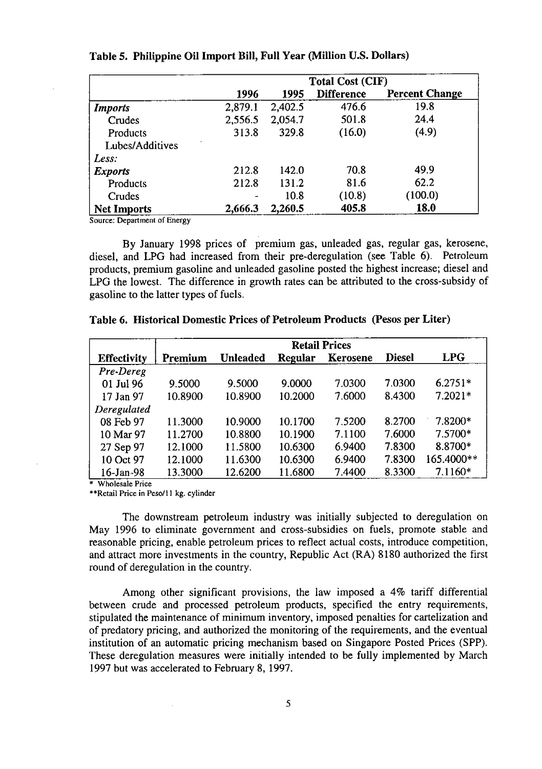**Table 5. Philippine Oil Import Bill, Full Year (Million U.S. Dollars)**

| | Total Cost (CIF) | | | |
|---|---|---|---|---|
| | **1996** | **1995** | **Difference** | **Percent Change** |
| ***Imports*** | 2,879.1 | 2,402.5 | 476.6 | 19.8 |
| Crudes | 2,556.5 | 2,054.7 | 501.8 | 24.4 |
| Products | 313.8 | 329.8 | (16.0) | (4.9) |
| Lubes/Additives | | | | |
| *Less:* | | | | |
| ***Exports*** | 212.8 | 142.0 | 70.8 | 49.9 |
| Products | 212.8 | 131.2 | 81.6 | 62.2 |
| Crudes | - | 10.8 | (10.8) | (100.0) |
| **Net Imports** | **2,666.3** | **2,260.5** | **405.8** | **18.0** |

Source: Department of Energy

By January 1998 prices of premium gas, unleaded gas, regular gas, kerosene, diesel, and LPG had increased from their pre-deregulation (see Table 6). Petroleum products, premium gasoline and unleaded gasoline posted the highest increase; diesel and LPG the lowest. The difference in growth rates can be attributed to the cross-subsidy of gasoline to the latter types of fuels.

**Table 6. Historical Domestic Prices of Petroleum Products (Pesos per Liter)**

| | Retail Prices | | | | | |
|---|---|---|---|---|---|---|
| **Effectivity** | **Premium** | **Unleaded** | **Regular** | **Kerosene** | **Diesel** | **LPG** |
| *Pre-Dereg* | | | | | | |
| 01 Jul 96 | 9.5000 | 9.5000 | 9.0000 | 7.0300 | 7.0300 | 6.2751* |
| 17 Jan 97 | 10.8900 | 10.8900 | 10.2000 | 7.6000 | 8.4300 | 7.2021* |
| *Deregulated* | | | | | | |
| 08 Feb 97 | 11.3000 | 10.9000 | 10.1700 | 7.5200 | 8.2700 | 7.8200* |
| 10 Mar 97 | 11.2700 | 10.8800 | 10.1900 | 7.1100 | 7.6000 | 7.5700* |
| 27 Sep 97 | 12.1000 | 11.5800 | 10.6300 | 6.9400 | 7.8300 | 8.8700* |
| 10 Oct 97 | 12.1000 | 11.6300 | 10.6300 | 6.9400 | 7.8300 | 165.4000** |
| 16-Jan-98 | 13.3000 | 12.6200 | 11.6800 | 7.4400 | 8.3300 | 7.1160* |

\* Wholesale Price

\*\*Retail Price in Peso/11 kg. cylinder

The downstream petroleum industry was initially subjected to deregulation on May 1996 to eliminate government and cross-subsidies on fuels, promote stable and reasonable pricing, enable petroleum prices to reflect actual costs, introduce competition, and attract more investments in the country, Republic Act (RA) 8180 authorized the first round of deregulation in the country.

Among other significant provisions, the law imposed a 4% tariff differential between crude and processed petroleum products, specified the entry requirements, stipulated the maintenance of minimum inventory, imposed penalties for cartelization and of predatory pricing, and authorized the monitoring of the requirements, and the eventual institution of an automatic pricing mechanism based on Singapore Posted Prices (SPP). These deregulation measures were initially intended to be fully implemented by March 1997 but was accelerated to February 8, 1997.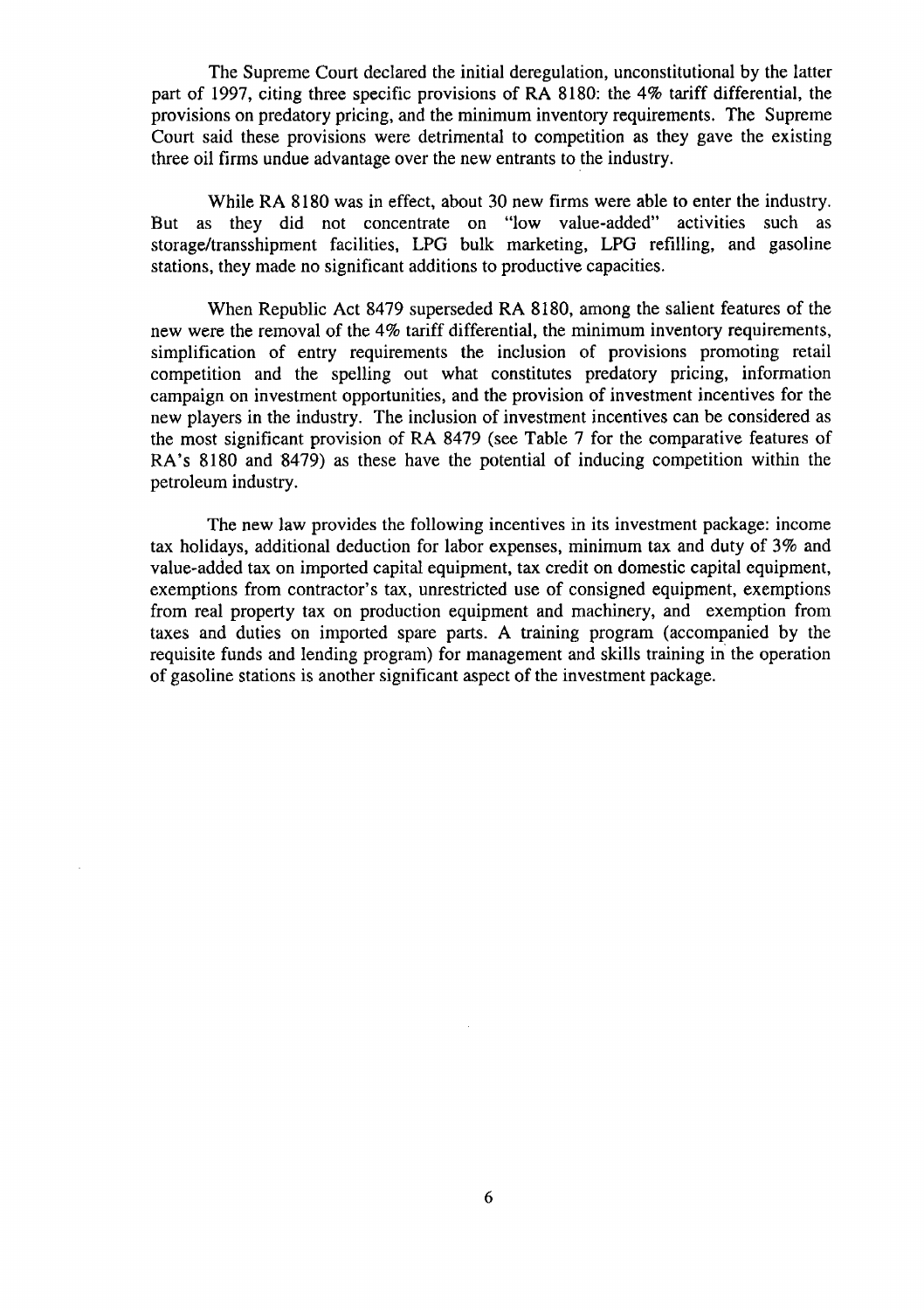The Supreme Court declared the initial deregulation, unconstitutional by the latter part of 1997, citing three specific provisions of RA 8180: the 4% tariff differential, the provisions on predatory pricing, and the minimum inventory requirements. The Supreme Court said these provisions were detrimental to competition as they gave the existing three oil firms undue advantage over the new entrants to the industry.

While RA 8180 was in effect, about 30 new firms were able to enter the industry. But as they did not concentrate on "low value-added" activities such as storage/transshipment facilities, LPG bulk marketing, LPG refilling, and gasoline stations, they made no significant additions to productive capacities.

When Republic Act 8479 superseded RA 8180, among the salient features of the new were the removal of the 4% tariff differential, the minimum inventory requirements, simplification of entry requirements the inclusion of provisions promoting retail competition and the spelling out what constitutes predatory pricing, information campaign on investment opportunities, and the provision of investment incentives for the new players in the industry. The inclusion of investment incentives can be considered as the most significant provision of RA 8479 (see Table 7 for the comparative features of RA's 8180 and 8479) as these have the potential of inducing competition within the petroleum industry.

The new law provides the following incentives in its investment package: income tax holidays, additional deduction for labor expenses, minimum tax and duty of 3% and value-added tax on imported capital equipment, tax credit on domestic capital equipment, exemptions from contractor's tax, unrestricted use of consigned equipment, exemptions from real property tax on production equipment and machinery, and exemption from taxes and duties on imported spare parts. A training program (accompanied by the requisite funds and lending program) for management and skills training in the operation of gasoline stations is another significant aspect of the investment package.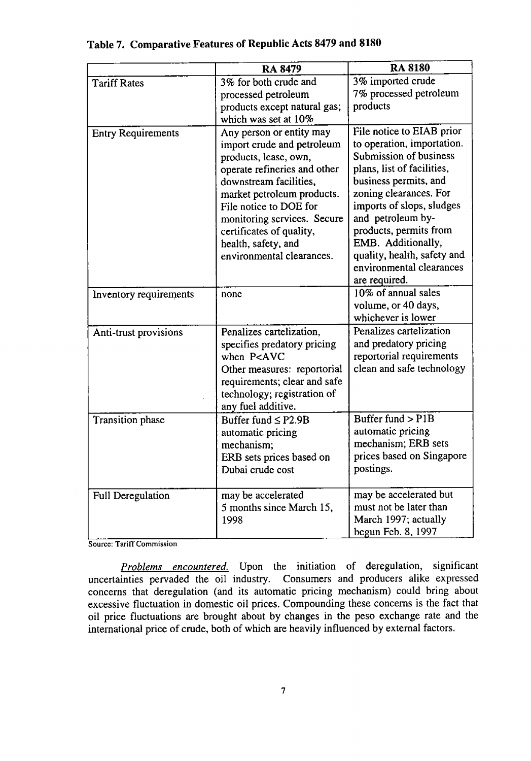**Table 7. Comparative Features of Republic Acts 8479 and 8180**

| | RA 8479 | RA 8180 |
| --- | --- | --- |
| Tariff Rates | 3% for both crude and processed petroleum products except natural gas; which was set at 10% | 3% imported crude 7% processed petroleum products |
| Entry Requirements | Any person or entity may import crude and petroleum products, lease, own, operate refineries and other downstream facilities, market petroleum products. File notice to DOE for monitoring services. Secure certificates of quality, health, safety, and environmental clearances. | File notice to EIAB prior to operation, importation. Submission of business plans, list of facilities, business permits, and zoning clearances. For imports of slops, sludges and petroleum by-products, permits from EMB. Additionally, quality, health, safety and environmental clearances are required. |
| Inventory requirements | none | 10% of annual sales volume, or 40 days, whichever is lower |
| Anti-trust provisions | Penalizes cartelization, specifies predatory pricing when P<AVC Other measures: reportorial requirements; clear and safe technology; registration of any fuel additive. | Penalizes cartelization and predatory pricing reportorial requirements clean and safe technology |
| Transition phase | Buffer fund ≤ P2.9B automatic pricing mechanism; ERB sets prices based on Dubai crude cost | Buffer fund > P1B automatic pricing mechanism; ERB sets prices based on Singapore postings. |
| Full Deregulation | may be accelerated 5 months since March 15, 1998 | may be accelerated but must not be later than March 1997; actually begun Feb. 8, 1997 |

Source: Tariff Commission

*Problems encountered.* Upon the initiation of deregulation, significant uncertainties pervaded the oil industry. Consumers and producers alike expressed concerns that deregulation (and its automatic pricing mechanism) could bring about excessive fluctuation in domestic oil prices. Compounding these concerns is the fact that oil price fluctuations are brought about by changes in the peso exchange rate and the international price of crude, both of which are heavily influenced by external factors.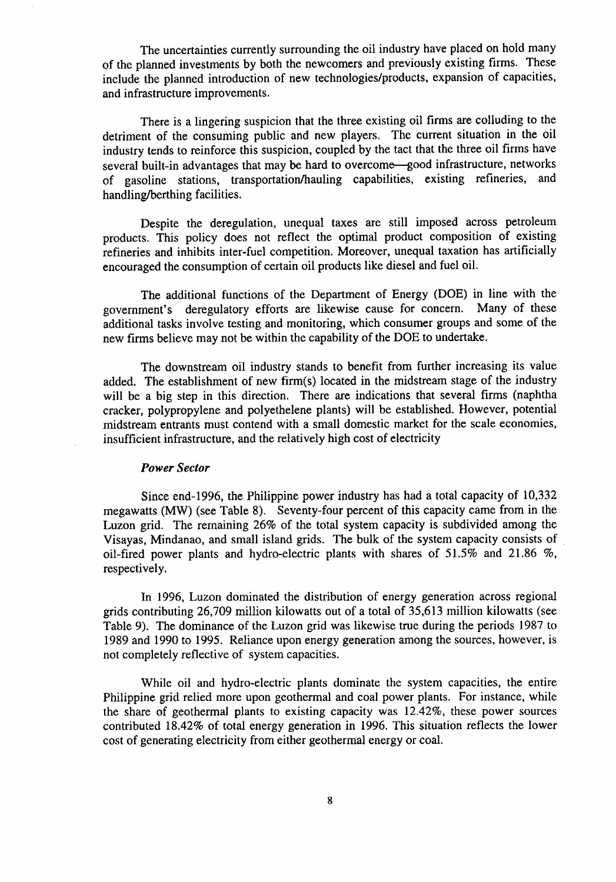The uncertainties currently surrounding the oil industry have placed on hold many of the planned investments by both the newcomers and previously existing firms. These include the planned introduction of new technologies/products, expansion of capacities, and infrastructure improvements.

There is a lingering suspicion that the three existing oil firms are colluding to the detriment of the consuming public and new players. The current situation in the oil industry tends to reinforce this suspicion, coupled by the tact that the three oil firms have several built-in advantages that may be hard to overcome—good infrastructure, networks of gasoline stations, transportation/hauling capabilities, existing refineries, and handling/berthing facilities.

Despite the deregulation, unequal taxes are still imposed across petroleum products. This policy does not reflect the optimal product composition of existing refineries and inhibits inter-fuel competition. Moreover, unequal taxation has artificially encouraged the consumption of certain oil products like diesel and fuel oil.

The additional functions of the Department of Energy (DOE) in line with the government's deregulatory efforts are likewise cause for concern. Many of these additional tasks involve testing and monitoring, which consumer groups and some of the new firms believe may not be within the capability of the DOE to undertake.

The downstream oil industry stands to benefit from further increasing its value added. The establishment of new firm(s) located in the midstream stage of the industry will be a big step in this direction. There are indications that several firms (naphtha cracker, polypropylene and polyethelene plants) will be established. However, potential midstream entrants must contend with a small domestic market for the scale economies, insufficient infrastructure, and the relatively high cost of electricity

### *Power Sector*

Since end-1996, the Philippine power industry has had a total capacity of 10,332 megawatts (MW) (see Table 8). Seventy-four percent of this capacity came from in the Luzon grid. The remaining 26% of the total system capacity is subdivided among the Visayas, Mindanao, and small island grids. The bulk of the system capacity consists of oil-fired power plants and hydro-electric plants with shares of 51.5% and 21.86 %, respectively.

In 1996, Luzon dominated the distribution of energy generation across regional grids contributing 26,709 million kilowatts out of a total of 35,613 million kilowatts (see Table 9). The dominance of the Luzon grid was likewise true during the periods 1987 to 1989 and 1990 to 1995. Reliance upon energy generation among the sources, however, is not completely reflective of system capacities.

While oil and hydro-electric plants dominate the system capacities, the entire Philippine grid relied more upon geothermal and coal power plants. For instance, while the share of geothermal plants to existing capacity was 12.42%, these power sources contributed 18.42% of total energy generation in 1996. This situation reflects the lower cost of generating electricity from either geothermal energy or coal.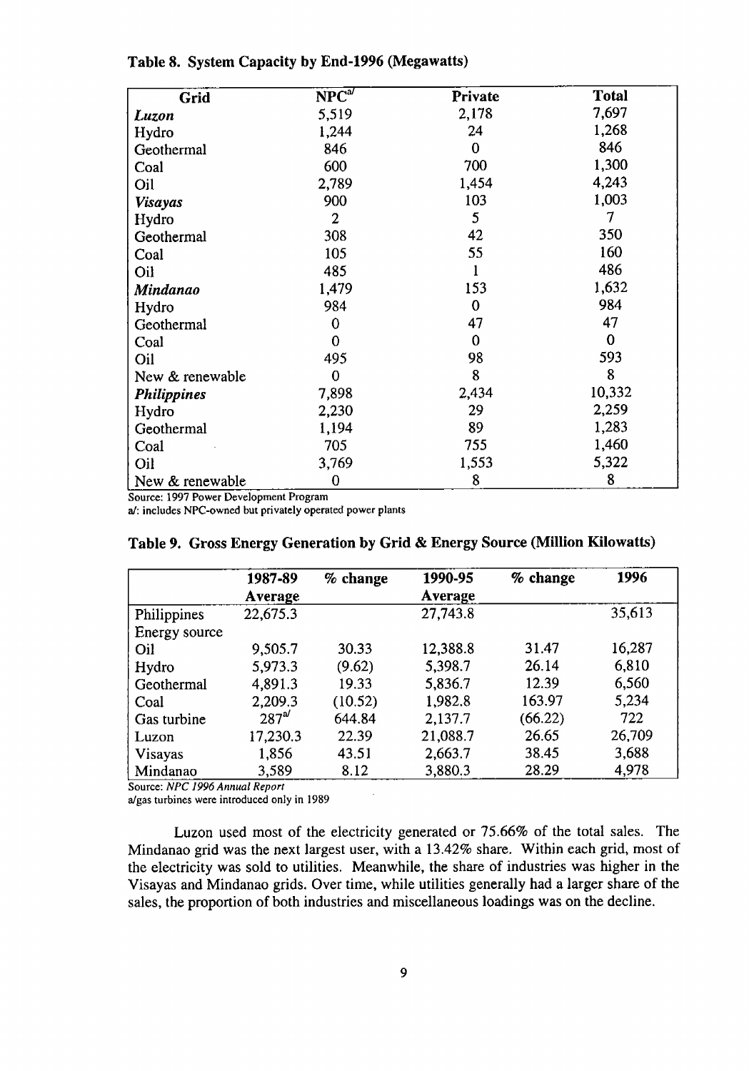**Table 8. System Capacity by End-1996 (Megawatts)**

| Grid | NPC[a/] | Private | Total |
|---|---|---|---|
| ***Luzon*** | 5,519 | 2,178 | 7,697 |
| Hydro | 1,244 | 24 | 1,268 |
| Geothermal | 846 | 0 | 846 |
| Coal | 600 | 700 | 1,300 |
| Oil | 2,789 | 1,454 | 4,243 |
| ***Visayas*** | 900 | 103 | 1,003 |
| Hydro | 2 | 5 | 7 |
| Geothermal | 308 | 42 | 350 |
| Coal | 105 | 55 | 160 |
| Oil | 485 | 1 | 486 |
| ***Mindanao*** | 1,479 | 153 | 1,632 |
| Hydro | 984 | 0 | 984 |
| Geothermal | 0 | 47 | 47 |
| Coal | 0 | 0 | 0 |
| Oil | 495 | 98 | 593 |
| New & renewable | 0 | 8 | 8 |
| ***Philippines*** | 7,898 | 2,434 | 10,332 |
| Hydro | 2,230 | 29 | 2,259 |
| Geothermal | 1,194 | 89 | 1,283 |
| Coal | 705 | 755 | 1,460 |
| Oil | 3,769 | 1,553 | 5,322 |
| New & renewable | 0 | 8 | 8 |

Source: 1997 Power Development Program

a/: includes NPC-owned but privately operated power plants

**Table 9. Gross Energy Generation by Grid & Energy Source (Million Kilowatts)**

| | 1987-89 Average | % change | 1990-95 Average | % change | 1996 |
|---|---|---|---|---|---|
| Philippines | 22,675.3 | | 27,743.8 | | 35,613 |
| Energy source | | | | | |
| Oil | 9,505.7 | 30.33 | 12,388.8 | 31.47 | 16,287 |
| Hydro | 5,973.3 | (9.62) | 5,398.7 | 26.14 | 6,810 |
| Geothermal | 4,891.3 | 19.33 | 5,836.7 | 12.39 | 6,560 |
| Coal | 2,209.3 | (10.52) | 1,982.8 | 163.97 | 5,234 |
| Gas turbine | 287[a/] | 644.84 | 2,137.7 | (66.22) | 722 |
| Luzon | 17,230.3 | 22.39 | 21,088.7 | 26.65 | 26,709 |
| Visayas | 1,856 | 43.51 | 2,663.7 | 38.45 | 3,688 |
| Mindanao | 3,589 | 8.12 | 3,880.3 | 28.29 | 4,978 |

Source: *NPC 1996 Annual Report*

a/gas turbines were introduced only in 1989

Luzon used most of the electricity generated or 75.66% of the total sales. The Mindanao grid was the next largest user, with a 13.42% share. Within each grid, most of the electricity was sold to utilities. Meanwhile, the share of industries was higher in the Visayas and Mindanao grids. Over time, while utilities generally had a larger share of the sales, the proportion of both industries and miscellaneous loadings was on the decline.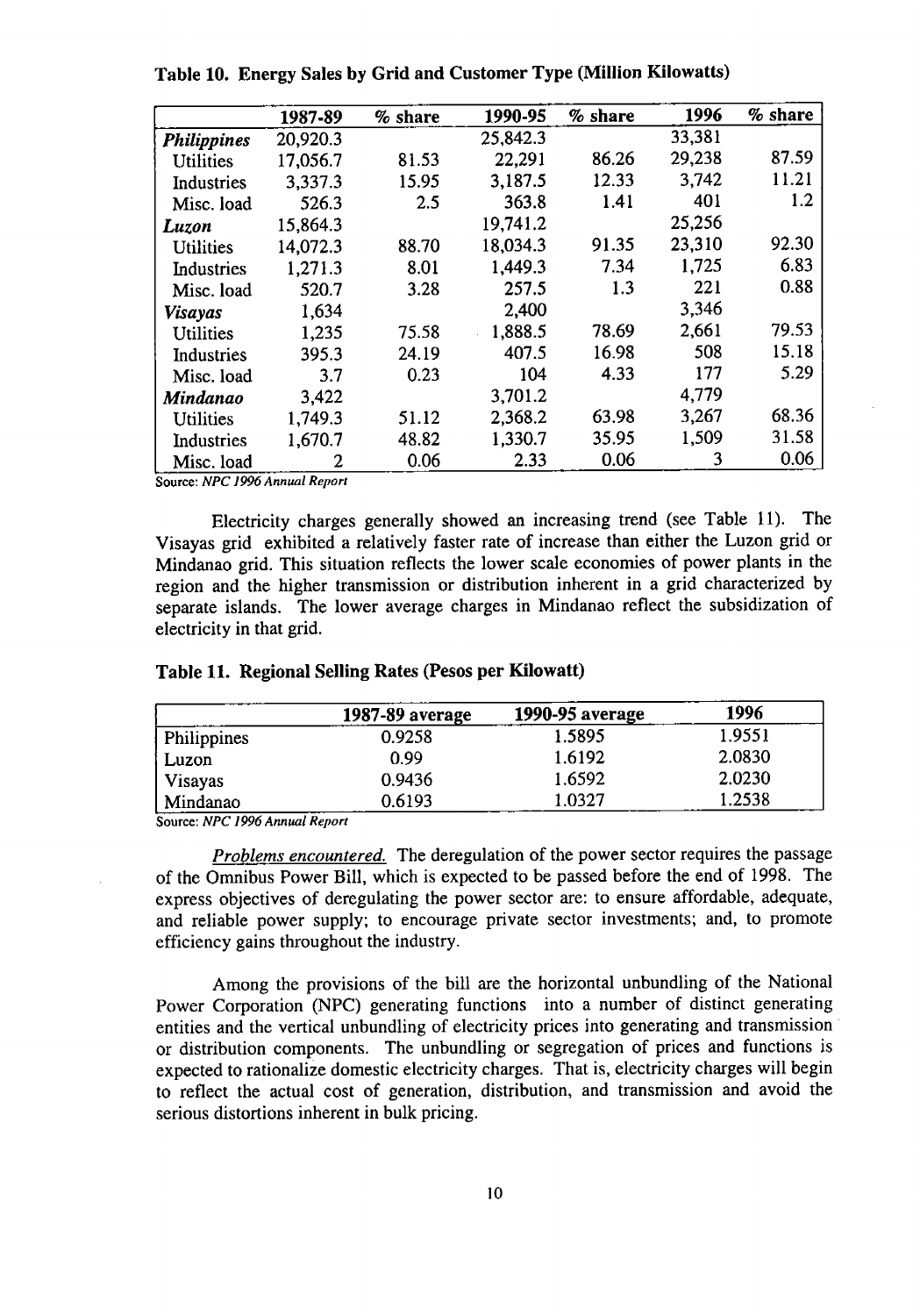**Table 10. Energy Sales by Grid and Customer Type (Million Kilowatts)**

| | 1987-89 | % share | 1990-95 | % share | 1996 | % share |
|---|---|---|---|---|---|---|
| ***Philippines*** | 20,920.3 | | 25,842.3 | | 33,381 | |
| Utilities | 17,056.7 | 81.53 | 22,291 | 86.26 | 29,238 | 87.59 |
| Industries | 3,337.3 | 15.95 | 3,187.5 | 12.33 | 3,742 | 11.21 |
| Misc. load | 526.3 | 2.5 | 363.8 | 1.41 | 401 | 1.2 |
| ***Luzon*** | 15,864.3 | | 19,741.2 | | 25,256 | |
| Utilities | 14,072.3 | 88.70 | 18,034.3 | 91.35 | 23,310 | 92.30 |
| Industries | 1,271.3 | 8.01 | 1,449.3 | 7.34 | 1,725 | 6.83 |
| Misc. load | 520.7 | 3.28 | 257.5 | 1.3 | 221 | 0.88 |
| ***Visayas*** | 1,634 | | 2,400 | | 3,346 | |
| Utilities | 1,235 | 75.58 | 1,888.5 | 78.69 | 2,661 | 79.53 |
| Industries | 395.3 | 24.19 | 407.5 | 16.98 | 508 | 15.18 |
| Misc. load | 3.7 | 0.23 | 104 | 4.33 | 177 | 5.29 |
| ***Mindanao*** | 3,422 | | 3,701.2 | | 4,779 | |
| Utilities | 1,749.3 | 51.12 | 2,368.2 | 63.98 | 3,267 | 68.36 |
| Industries | 1,670.7 | 48.82 | 1,330.7 | 35.95 | 1,509 | 31.58 |
| Misc. load | 2 | 0.06 | 2.33 | 0.06 | 3 | 0.06 |

Source: *NPC 1996 Annual Report*

Electricity charges generally showed an increasing trend (see Table 11). The Visayas grid exhibited a relatively faster rate of increase than either the Luzon grid or Mindanao grid. This situation reflects the lower scale economies of power plants in the region and the higher transmission or distribution inherent in a grid characterized by separate islands. The lower average charges in Mindanao reflect the subsidization of electricity in that grid.

**Table 11. Regional Selling Rates (Pesos per Kilowatt)**

| | 1987-89 average | 1990-95 average | 1996 |
|---|---|---|---|
| Philippines | 0.9258 | 1.5895 | 1.9551 |
| Luzon | 0.99 | 1.6192 | 2.0830 |
| Visayas | 0.9436 | 1.6592 | 2.0230 |
| Mindanao | 0.6193 | 1.0327 | 1.2538 |

Source: *NPC 1996 Annual Report*

*Problems encountered.* The deregulation of the power sector requires the passage of the Omnibus Power Bill, which is expected to be passed before the end of 1998. The express objectives of deregulating the power sector are: to ensure affordable, adequate, and reliable power supply; to encourage private sector investments; and, to promote efficiency gains throughout the industry.

Among the provisions of the bill are the horizontal unbundling of the National Power Corporation (NPC) generating functions into a number of distinct generating entities and the vertical unbundling of electricity prices into generating and transmission or distribution components. The unbundling or segregation of prices and functions is expected to rationalize domestic electricity charges. That is, electricity charges will begin to reflect the actual cost of generation, distribution, and transmission and avoid the serious distortions inherent in bulk pricing.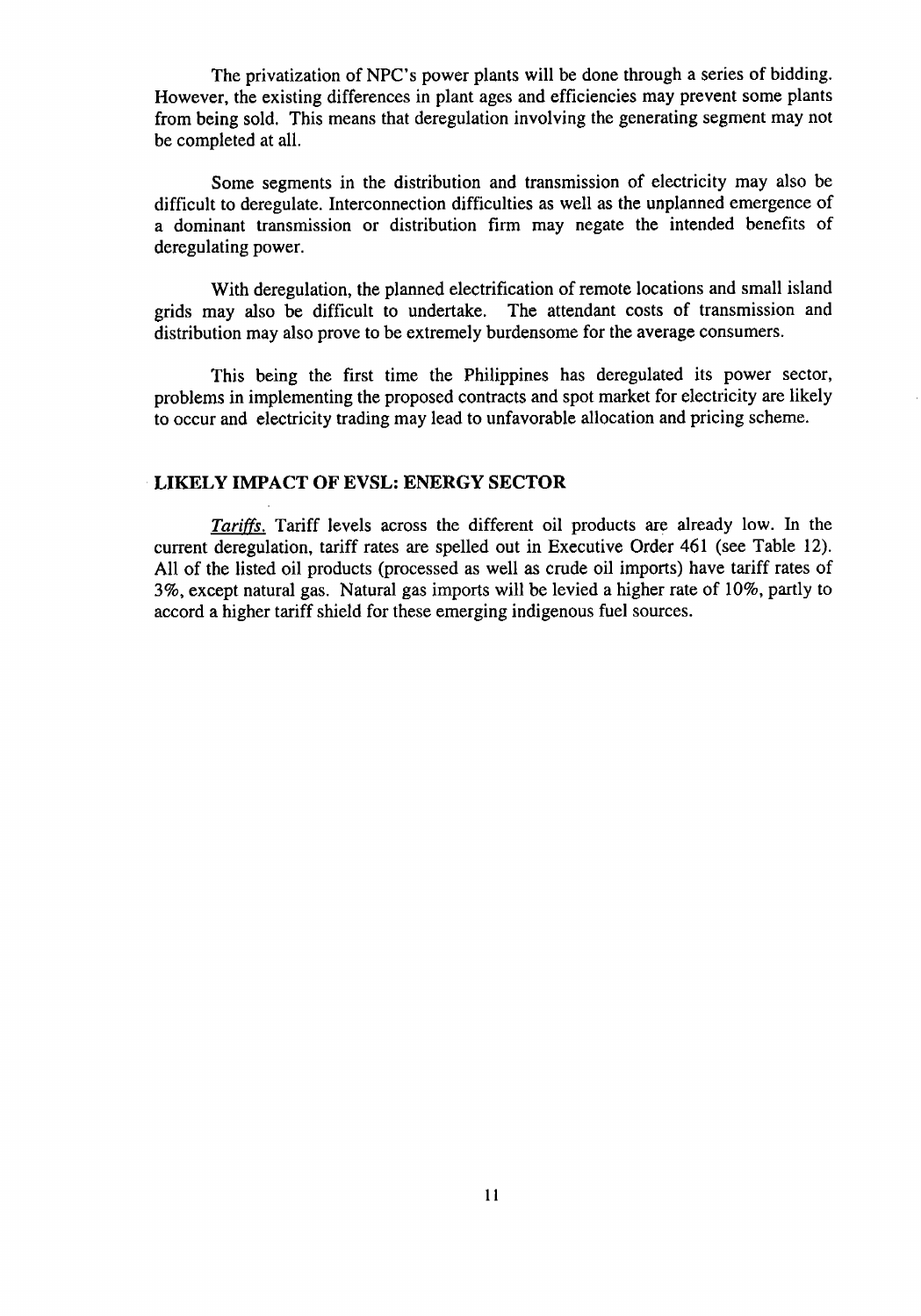The privatization of NPC's power plants will be done through a series of bidding. However, the existing differences in plant ages and efficiencies may prevent some plants from being sold. This means that deregulation involving the generating segment may not be completed at all.

Some segments in the distribution and transmission of electricity may also be difficult to deregulate. Interconnection difficulties as well as the unplanned emergence of a dominant transmission or distribution firm may negate the intended benefits of deregulating power.

With deregulation, the planned electrification of remote locations and small island grids may also be difficult to undertake. The attendant costs of transmission and distribution may also prove to be extremely burdensome for the average consumers.

This being the first time the Philippines has deregulated its power sector, problems in implementing the proposed contracts and spot market for electricity are likely to occur and electricity trading may lead to unfavorable allocation and pricing scheme.

## LIKELY IMPACT OF EVSL: ENERGY SECTOR

*Tariffs.* Tariff levels across the different oil products are already low. In the current deregulation, tariff rates are spelled out in Executive Order 461 (see Table 12). All of the listed oil products (processed as well as crude oil imports) have tariff rates of 3%, except natural gas. Natural gas imports will be levied a higher rate of 10%, partly to accord a higher tariff shield for these emerging indigenous fuel sources.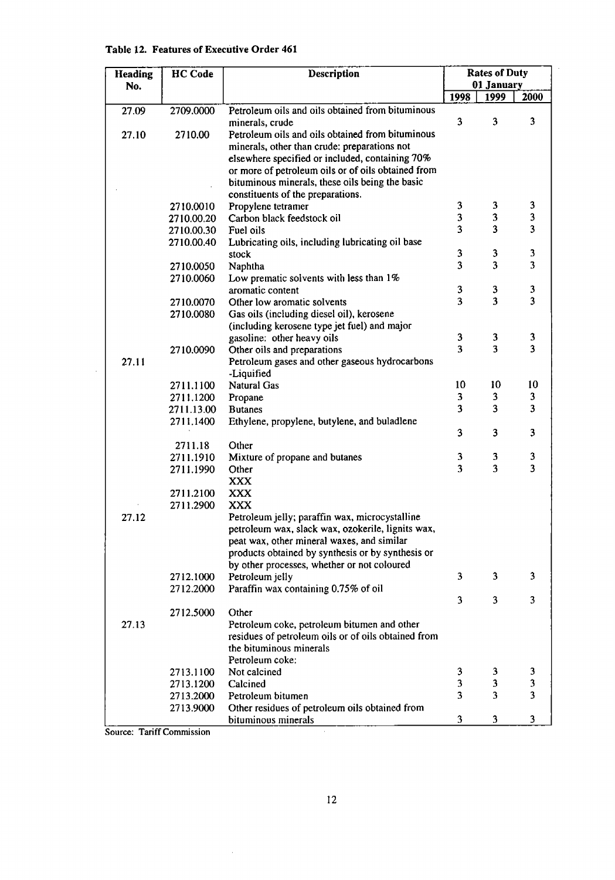**Table 12. Features of Executive Order 461**

| Heading No. | HC Code | Description | Rates of Duty 01 January | | |
|---|---|---|---|---|---|
| | | | 1998 | 1999 | 2000 |
| 27.09 | 2709.0000 | Petroleum oils and oils obtained from bituminous minerals, crude | 3 | 3 | 3 |
| 27.10 | 2710.00 | Petroleum oils and oils obtained from bituminous minerals, other than crude: preparations not elsewhere specified or included, containing 70% or more of petroleum oils or of oils obtained from bituminous minerals, these oils being the basic constituents of the preparations. | | | |
| | 2710.0010 | Propylene tetramer | 3 | 3 | 3 |
| | 2710.00.20 | Carbon black feedstock oil | 3 | 3 | 3 |
| | 2710.00.30 | Fuel oils | 3 | 3 | 3 |
| | 2710.00.40 | Lubricating oils, including lubricating oil base stock | 3 | 3 | 3 |
| | 2710.0050 | Naphtha | 3 | 3 | 3 |
| | 2710.0060 | Low prematic solvents with less than 1% aromatic content | 3 | 3 | 3 |
| | 2710.0070 | Other low aromatic solvents | 3 | 3 | 3 |
| | 2710.0080 | Gas oils (including diesel oil), kerosene (including kerosene type jet fuel) and major gasoline: other heavy oils | 3 | 3 | 3 |
| | 2710.0090 | Other oils and preparations | 3 | 3 | 3 |
| 27.11 | | Petroleum gases and other gaseous hydrocarbons -Liquified | | | |
| | 2711.1100 | Natural Gas | 10 | 10 | 10 |
| | 2711.1200 | Propane | 3 | 3 | 3 |
| | 2711.13.00 | Butanes | 3 | 3 | 3 |
| | 2711.1400 | Ethylene, propylene, butylene, and buladlene | 3 | 3 | 3 |
| | 2711.18 | Other | | | |
| | 2711.1910 | Mixture of propane and butanes | 3 | 3 | 3 |
| | 2711.1990 | Other | 3 | 3 | 3 |
| | | XXX | | | |
| | 2711.2100 | XXX | | | |
| | 2711.2900 | XXX | | | |
| 27.12 | | Petroleum jelly; paraffin wax, microcystalline petroleum wax, slack wax, ozokerile, lignits wax, peat wax, other mineral waxes, and similar products obtained by synthesis or by synthesis or by other processes, whether or not coloured | | | |
| | 2712.1000 | Petroleum jelly | 3 | 3 | 3 |
| | 2712.2000 | Paraffin wax containing 0.75% of oil | 3 | 3 | 3 |
| | 2712.5000 | Other | | | |
| 27.13 | | Petroleum coke, petroleum bitumen and other residues of petroleum oils or of oils obtained from the bituminous minerals<br>Petroleum coke: | | | |
| | 2713.1100 | Not calcined | 3 | 3 | 3 |
| | 2713.1200 | Calcined | 3 | 3 | 3 |
| | 2713.2000 | Petroleum bitumen | 3 | 3 | 3 |
| | 2713.9000 | Other residues of petroleum oils obtained from bituminous minerals | 3 | 3 | 3 |

Source: Tariff Commission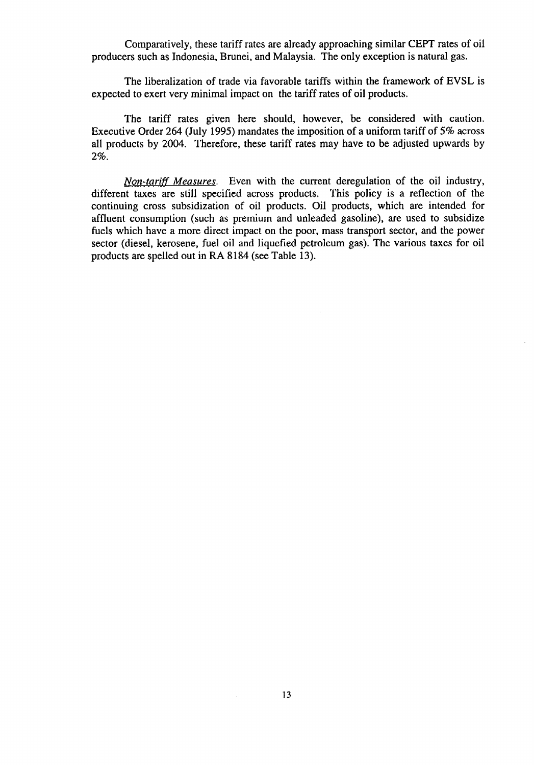Comparatively, these tariff rates are already approaching similar CEPT rates of oil producers such as Indonesia, Brunei, and Malaysia. The only exception is natural gas.

The liberalization of trade via favorable tariffs within the framework of EVSL is expected to exert very minimal impact on the tariff rates of oil products.

The tariff rates given here should, however, be considered with caution. Executive Order 264 (July 1995) mandates the imposition of a uniform tariff of 5% across all products by 2004. Therefore, these tariff rates may have to be adjusted upwards by 2%.

*Non-tariff Measures*. Even with the current deregulation of the oil industry, different taxes are still specified across products. This policy is a reflection of the continuing cross subsidization of oil products. Oil products, which are intended for affluent consumption (such as premium and unleaded gasoline), are used to subsidize fuels which have a more direct impact on the poor, mass transport sector, and the power sector (diesel, kerosene, fuel oil and liquefied petroleum gas). The various taxes for oil products are spelled out in RA 8184 (see Table 13).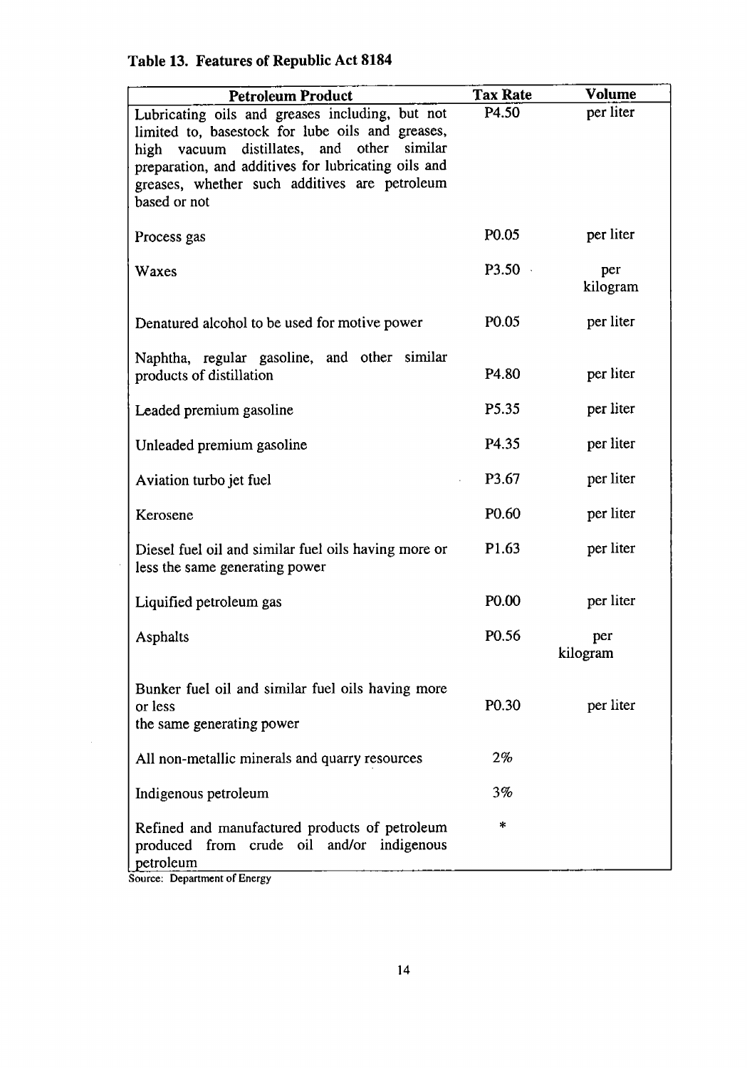**Table 13. Features of Republic Act 8184**

| Petroleum Product | Tax Rate | Volume |
|---|---|---|
| Lubricating oils and greases including, but not limited to, basestock for lube oils and greases, high vacuum distillates, and other similar preparation, and additives for lubricating oils and greases, whether such additives are petroleum based or not | P4.50 | per liter |
| Process gas | P0.05 | per liter |
| Waxes | P3.50 | per kilogram |
| Denatured alcohol to be used for motive power | P0.05 | per liter |
| Naphtha, regular gasoline, and other similar products of distillation | P4.80 | per liter |
| Leaded premium gasoline | P5.35 | per liter |
| Unleaded premium gasoline | P4.35 | per liter |
| Aviation turbo jet fuel | P3.67 | per liter |
| Kerosene | P0.60 | per liter |
| Diesel fuel oil and similar fuel oils having more or less the same generating power | P1.63 | per liter |
| Liquified petroleum gas | P0.00 | per liter |
| Asphalts | P0.56 | per kilogram |
| Bunker fuel oil and similar fuel oils having more or less the same generating power | P0.30 | per liter |
| All non-metallic minerals and quarry resources | 2% | |
| Indigenous petroleum | 3% | |
| Refined and manufactured products of petroleum produced from crude oil and/or indigenous petroleum | * | |

Source: Department of Energy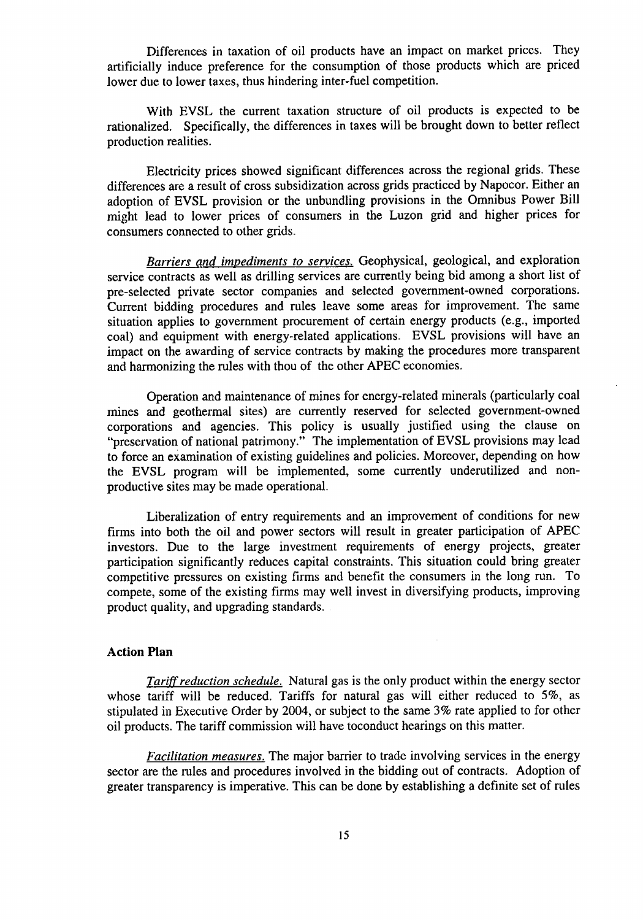Differences in taxation of oil products have an impact on market prices. They artificially induce preference for the consumption of those products which are priced lower due to lower taxes, thus hindering inter-fuel competition.

With EVSL the current taxation structure of oil products is expected to be rationalized. Specifically, the differences in taxes will be brought down to better reflect production realities.

Electricity prices showed significant differences across the regional grids. These differences are a result of cross subsidization across grids practiced by Napocor. Either an adoption of EVSL provision or the unbundling provisions in the Omnibus Power Bill might lead to lower prices of consumers in the Luzon grid and higher prices for consumers connected to other grids.

*Barriers and impediments to services.* Geophysical, geological, and exploration service contracts as well as drilling services are currently being bid among a short list of pre-selected private sector companies and selected government-owned corporations. Current bidding procedures and rules leave some areas for improvement. The same situation applies to government procurement of certain energy products (e.g., imported coal) and equipment with energy-related applications. EVSL provisions will have an impact on the awarding of service contracts by making the procedures more transparent and harmonizing the rules with thou of the other APEC economies.

Operation and maintenance of mines for energy-related minerals (particularly coal mines and geothermal sites) are currently reserved for selected government-owned corporations and agencies. This policy is usually justified using the clause on "preservation of national patrimony." The implementation of EVSL provisions may lead to force an examination of existing guidelines and policies. Moreover, depending on how the EVSL program will be implemented, some currently underutilized and non-productive sites may be made operational.

Liberalization of entry requirements and an improvement of conditions for new firms into both the oil and power sectors will result in greater participation of APEC investors. Due to the large investment requirements of energy projects, greater participation significantly reduces capital constraints. This situation could bring greater competitive pressures on existing firms and benefit the consumers in the long run. To compete, some of the existing firms may well invest in diversifying products, improving product quality, and upgrading standards.

## Action Plan

*Tariff reduction schedule.* Natural gas is the only product within the energy sector whose tariff will be reduced. Tariffs for natural gas will either reduced to 5%, as stipulated in Executive Order by 2004, or subject to the same 3% rate applied to for other oil products. The tariff commission will have toconduct hearings on this matter.

*Facilitation measures.* The major barrier to trade involving services in the energy sector are the rules and procedures involved in the bidding out of contracts. Adoption of greater transparency is imperative. This can be done by establishing a definite set of rules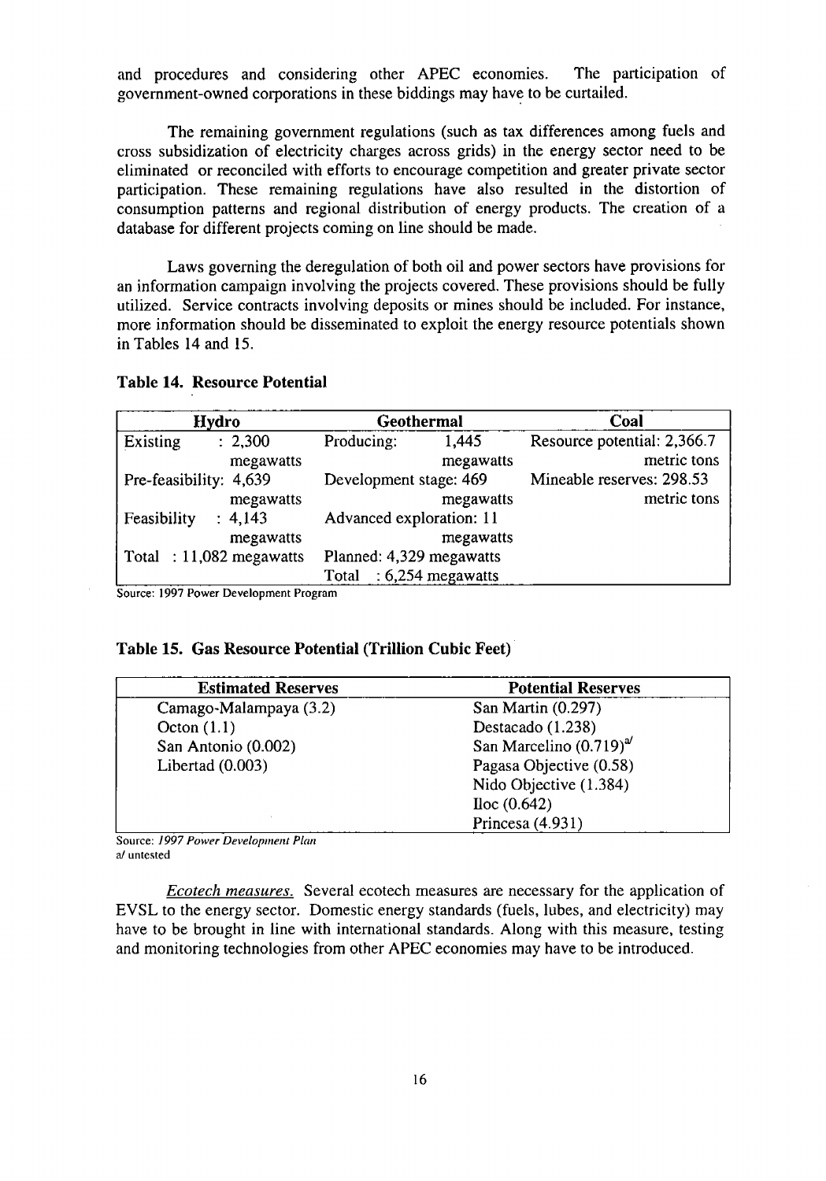and procedures and considering other APEC economies. The participation of government-owned corporations in these biddings may have to be curtailed.

The remaining government regulations (such as tax differences among fuels and cross subsidization of electricity charges across grids) in the energy sector need to be eliminated or reconciled with efforts to encourage competition and greater private sector participation. These remaining regulations have also resulted in the distortion of consumption patterns and regional distribution of energy products. The creation of a database for different projects coming on line should be made.

Laws governing the deregulation of both oil and power sectors have provisions for an information campaign involving the projects covered. These provisions should be fully utilized. Service contracts involving deposits or mines should be included. For instance, more information should be disseminated to exploit the energy resource potentials shown in Tables 14 and 15.

**Table 14. Resource Potential**

| Hydro | Geothermal | Coal |
|---|---|---|
| Existing : 2,300 megawatts | Producing: 1,445 megawatts | Resource potential: 2,366.7 metric tons |
| Pre-feasibility: 4,639 megawatts | Development stage: 469 megawatts | Mineable reserves: 298.53 metric tons |
| Feasibility : 4,143 megawatts | Advanced exploration: 11 megawatts | |
| Total : 11,082 megawatts | Planned: 4,329 megawatts | |
| | Total : 6,254 megawatts | |

Source: 1997 Power Development Program

**Table 15. Gas Resource Potential (Trillion Cubic Feet)**

| Estimated Reserves | Potential Reserves |
|---|---|
| Camago-Malampaya (3.2) | San Martin (0.297) |
| Octon (1.1) | Destacado (1.238) |
| San Antonio (0.002) | San Marcelino (0.719)[a] |
| Libertad (0.003) | Pagasa Objective (0.58) |
| | Nido Objective (1.384) |
| | Iloc (0.642) |
| | Princesa (4.931) |

Source: *1997 Power Development Plan*
a/ untested

*Ecotech measures.* Several ecotech measures are necessary for the application of EVSL to the energy sector. Domestic energy standards (fuels, lubes, and electricity) may have to be brought in line with international standards. Along with this measure, testing and monitoring technologies from other APEC economies may have to be introduced.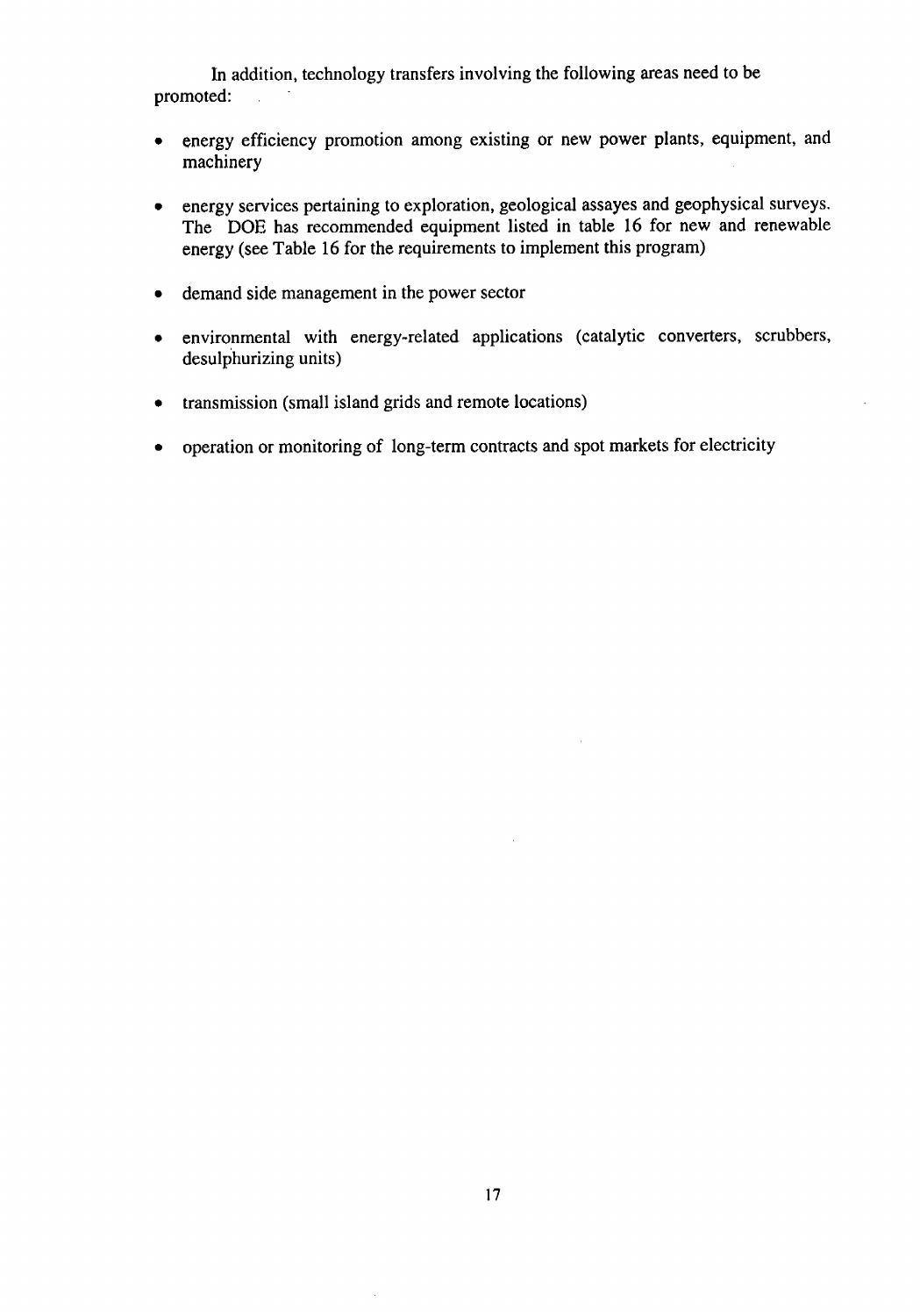In addition, technology transfers involving the following areas need to be promoted:

- energy efficiency promotion among existing or new power plants, equipment, and machinery
- energy services pertaining to exploration, geological assayes and geophysical surveys. The DOE has recommended equipment listed in table 16 for new and renewable energy (see Table 16 for the requirements to implement this program)
- demand side management in the power sector
- environmental with energy-related applications (catalytic converters, scrubbers, desulphurizing units)
- transmission (small island grids and remote locations)
- operation or monitoring of long-term contracts and spot markets for electricity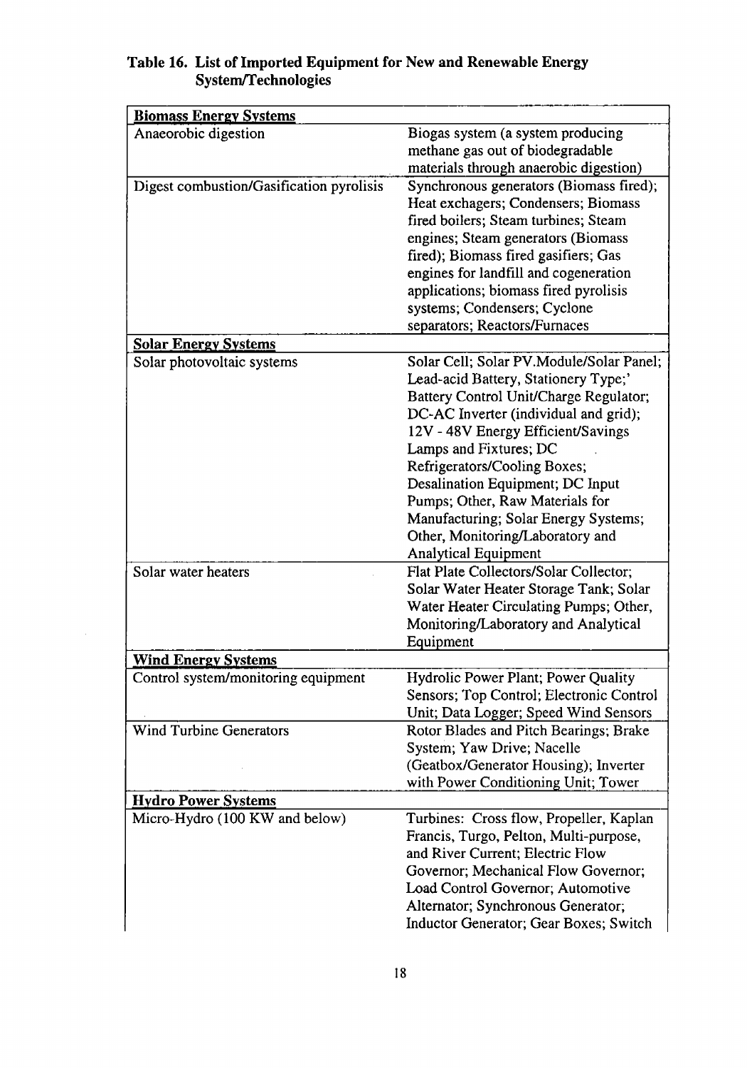**Table 16. List of Imported Equipment for New and Renewable Energy System/Technologies**

| **Biomass Energy Systems** | |
|---|---|
| Anaeorobic digestion | Biogas system (a system producing methane gas out of biodegradable materials through anaerobic digestion) |
| Digest combustion/Gasification pyrolisis | Synchronous generators (Biomass fired); Heat exchagers; Condensers; Biomass fired boilers; Steam turbines; Steam engines; Steam generators (Biomass fired); Biomass fired gasifiers; Gas engines for landfill and cogeneration applications; biomass fired pyrolisis systems; Condensers; Cyclone separators; Reactors/Furnaces |
| **Solar Energy Systems** | |
| Solar photovoltaic systems | Solar Cell; Solar PV.Module/Solar Panel; Lead-acid Battery, Stationery Type;' Battery Control Unit/Charge Regulator; DC-AC Inverter (individual and grid); 12V - 48V Energy Efficient/Savings Lamps and Fixtures; DC Refrigerators/Cooling Boxes; Desalination Equipment; DC Input Pumps; Other, Raw Materials for Manufacturing; Solar Energy Systems; Other, Monitoring/Laboratory and Analytical Equipment |
| Solar water heaters | Flat Plate Collectors/Solar Collector; Solar Water Heater Storage Tank; Solar Water Heater Circulating Pumps; Other, Monitoring/Laboratory and Analytical Equipment |
| **Wind Energy Systems** | |
| Control system/monitoring equipment | Hydrolic Power Plant; Power Quality Sensors; Top Control; Electronic Control Unit; Data Logger; Speed Wind Sensors |
| Wind Turbine Generators | Rotor Blades and Pitch Bearings; Brake System; Yaw Drive; Nacelle (Geatbox/Generator Housing); Inverter with Power Conditioning Unit; Tower |
| **Hydro Power Systems** | |
| Micro-Hydro (100 KW and below) | Turbines: Cross flow, Propeller, Kaplan Francis, Turgo, Pelton, Multi-purpose, and River Current; Electric Flow Governor; Mechanical Flow Governor; Load Control Governor; Automotive Alternator; Synchronous Generator; Inductor Generator; Gear Boxes; Switch |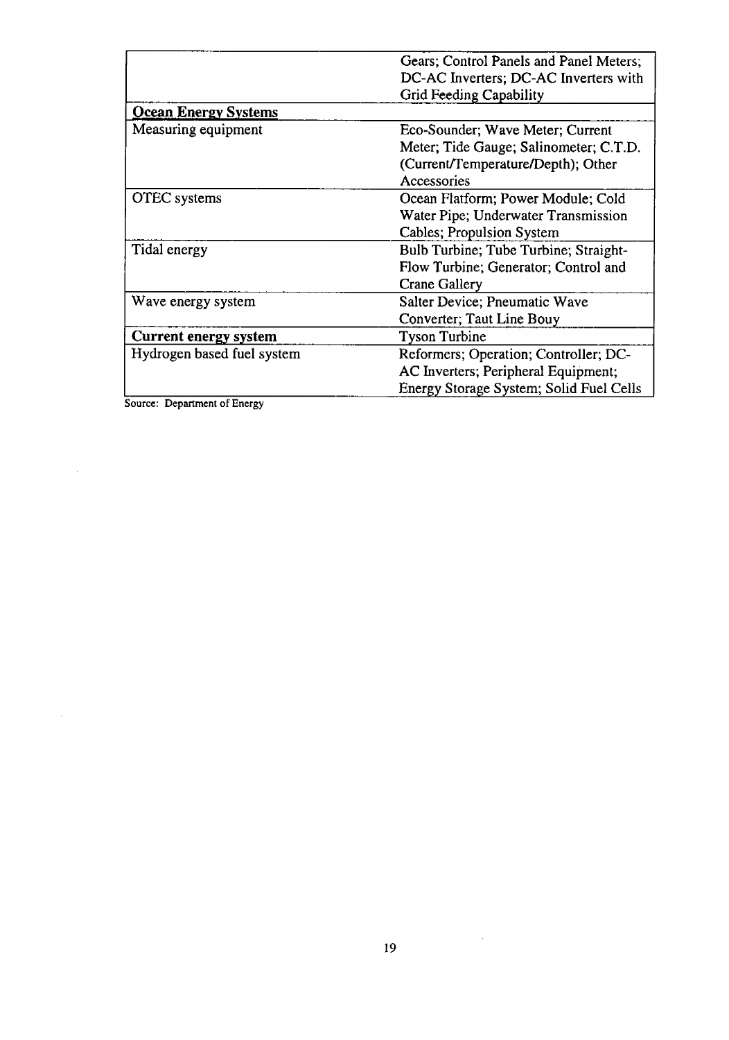| | |
|---|---|
| | Gears; Control Panels and Panel Meters; DC-AC Inverters; DC-AC Inverters with Grid Feeding Capability |
| **Ocean Energy Systems** | |
| Measuring equipment | Eco-Sounder; Wave Meter; Current Meter; Tide Gauge; Salinometer; C.T.D. (Current/Temperature/Depth); Other Accessories |
| OTEC systems | Ocean Flatform; Power Module; Cold Water Pipe; Underwater Transmission Cables; Propulsion System |
| Tidal energy | Bulb Turbine; Tube Turbine; Straight-Flow Turbine; Generator; Control and Crane Gallery |
| Wave energy system | Salter Device; Pneumatic Wave Converter; Taut Line Bouy |
| **Current energy system** | Tyson Turbine |
| Hydrogen based fuel system | Reformers; Operation; Controller; DC-AC Inverters; Peripheral Equipment; Energy Storage System; Solid Fuel Cells |

Source: Department of Energy